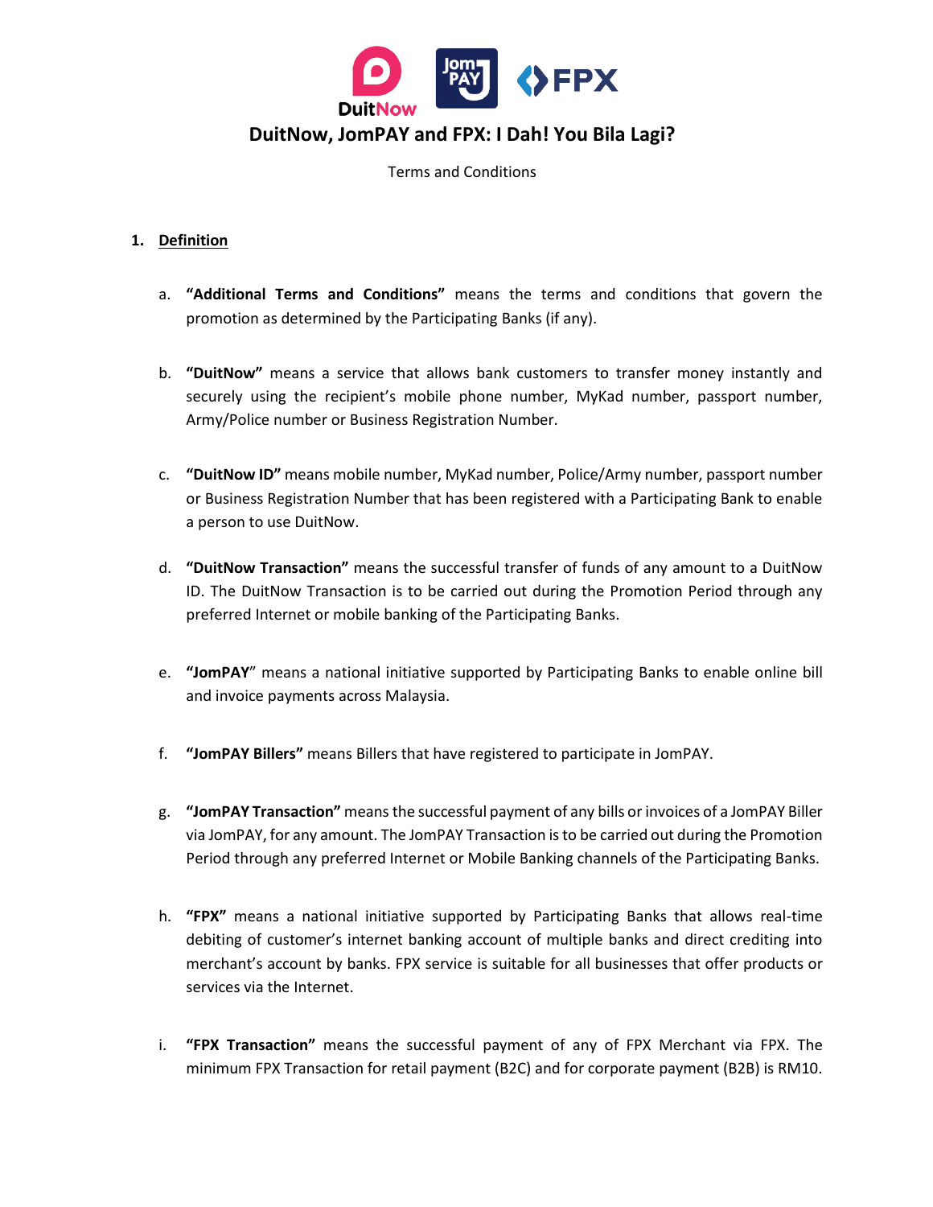# DuitNow, JomPAY and FPX: I Dah! You Bila Lagi?

Terms and Conditions

1. **Definition**

   a. **"Additional Terms and Conditions"** means the terms and conditions that govern the promotion as determined by the Participating Banks (if any).

   b. **"DuitNow"** means a service that allows bank customers to transfer money instantly and securely using the recipient's mobile phone number, MyKad number, passport number, Army/Police number or Business Registration Number.

   c. **"DuitNow ID"** means mobile number, MyKad number, Police/Army number, passport number or Business Registration Number that has been registered with a Participating Bank to enable a person to use DuitNow.

   d. **"DuitNow Transaction"** means the successful transfer of funds of any amount to a DuitNow ID. The DuitNow Transaction is to be carried out during the Promotion Period through any preferred Internet or mobile banking of the Participating Banks.

   e. **"JomPAY**" means a national initiative supported by Participating Banks to enable online bill and invoice payments across Malaysia.

   f. **"JomPAY Billers"** means Billers that have registered to participate in JomPAY.

   g. **"JomPAY Transaction"** means the successful payment of any bills or invoices of a JomPAY Biller via JomPAY, for any amount. The JomPAY Transaction is to be carried out during the Promotion Period through any preferred Internet or Mobile Banking channels of the Participating Banks.

   h. **"FPX"** means a national initiative supported by Participating Banks that allows real-time debiting of customer's internet banking account of multiple banks and direct crediting into merchant's account by banks. FPX service is suitable for all businesses that offer products or services via the Internet.

   i. **"FPX Transaction"** means the successful payment of any of FPX Merchant via FPX. The minimum FPX Transaction for retail payment (B2C) and for corporate payment (B2B) is RM10.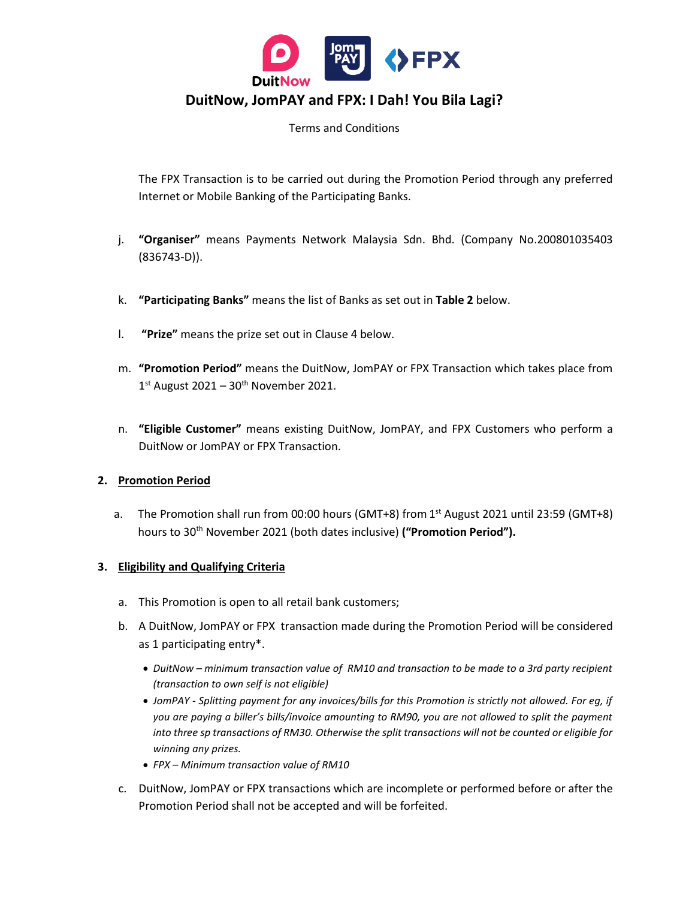# DuitNow, JomPAY and FPX: I Dah! You Bila Lagi?

Terms and Conditions

The FPX Transaction is to be carried out during the Promotion Period through any preferred Internet or Mobile Banking of the Participating Banks.

j. **"Organiser"** means Payments Network Malaysia Sdn. Bhd. (Company No.200801035403 (836743-D)).

k. **"Participating Banks"** means the list of Banks as set out in **Table 2** below.

l. **"Prize"** means the prize set out in Clause 4 below.

m. **"Promotion Period"** means the DuitNow, JomPAY or FPX Transaction which takes place from 1st August 2021 – 30th November 2021.

n. **"Eligible Customer"** means existing DuitNow, JomPAY, and FPX Customers who perform a DuitNow or JomPAY or FPX Transaction.

## 2. Promotion Period

a. The Promotion shall run from 00:00 hours (GMT+8) from 1st August 2021 until 23:59 (GMT+8) hours to 30th November 2021 (both dates inclusive) **("Promotion Period").**

## 3. Eligibility and Qualifying Criteria

a. This Promotion is open to all retail bank customers;

b. A DuitNow, JomPAY or FPX transaction made during the Promotion Period will be considered as 1 participating entry*.

- *DuitNow – minimum transaction value of RM10 and transaction to be made to a 3rd party recipient (transaction to own self is not eligible)*
- *JomPAY - Splitting payment for any invoices/bills for this Promotion is strictly not allowed. For eg, if you are paying a biller's bills/invoice amounting to RM90, you are not allowed to split the payment into three sp transactions of RM30. Otherwise the split transactions will not be counted or eligible for winning any prizes.*
- *FPX – Minimum transaction value of RM10*

c. DuitNow, JomPAY or FPX transactions which are incomplete or performed before or after the Promotion Period shall not be accepted and will be forfeited.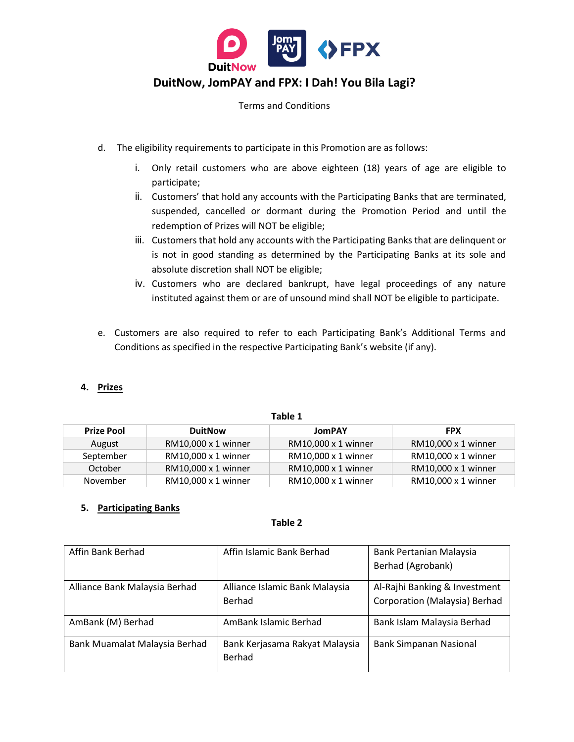# DuitNow, JomPAY and FPX: I Dah! You Bila Lagi?

Terms and Conditions

d. The eligibility requirements to participate in this Promotion are as follows:

   i. Only retail customers who are above eighteen (18) years of age are eligible to participate;

   ii. Customers' that hold any accounts with the Participating Banks that are terminated, suspended, cancelled or dormant during the Promotion Period and until the redemption of Prizes will NOT be eligible;

   iii. Customers that hold any accounts with the Participating Banks that are delinquent or is not in good standing as determined by the Participating Banks at its sole and absolute discretion shall NOT be eligible;

   iv. Customers who are declared bankrupt, have legal proceedings of any nature instituted against them or are of unsound mind shall NOT be eligible to participate.

e. Customers are also required to refer to each Participating Bank's Additional Terms and Conditions as specified in the respective Participating Bank's website (if any).

**4. Prizes**

**Table 1**

| Prize Pool | DuitNow | JomPAY | FPX |
|---|---|---|---|
| August | RM10,000 x 1 winner | RM10,000 x 1 winner | RM10,000 x 1 winner |
| September | RM10,000 x 1 winner | RM10,000 x 1 winner | RM10,000 x 1 winner |
| October | RM10,000 x 1 winner | RM10,000 x 1 winner | RM10,000 x 1 winner |
| November | RM10,000 x 1 winner | RM10,000 x 1 winner | RM10,000 x 1 winner |

**5. Participating Banks**

**Table 2**

| | | |
|---|---|---|
| Affin Bank Berhad | Affin Islamic Bank Berhad | Bank Pertanian Malaysia Berhad (Agrobank) |
| Alliance Bank Malaysia Berhad | Alliance Islamic Bank Malaysia Berhad | Al-Rajhi Banking & Investment Corporation (Malaysia) Berhad |
| AmBank (M) Berhad | AmBank Islamic Berhad | Bank Islam Malaysia Berhad |
| Bank Muamalat Malaysia Berhad | Bank Kerjasama Rakyat Malaysia Berhad | Bank Simpanan Nasional |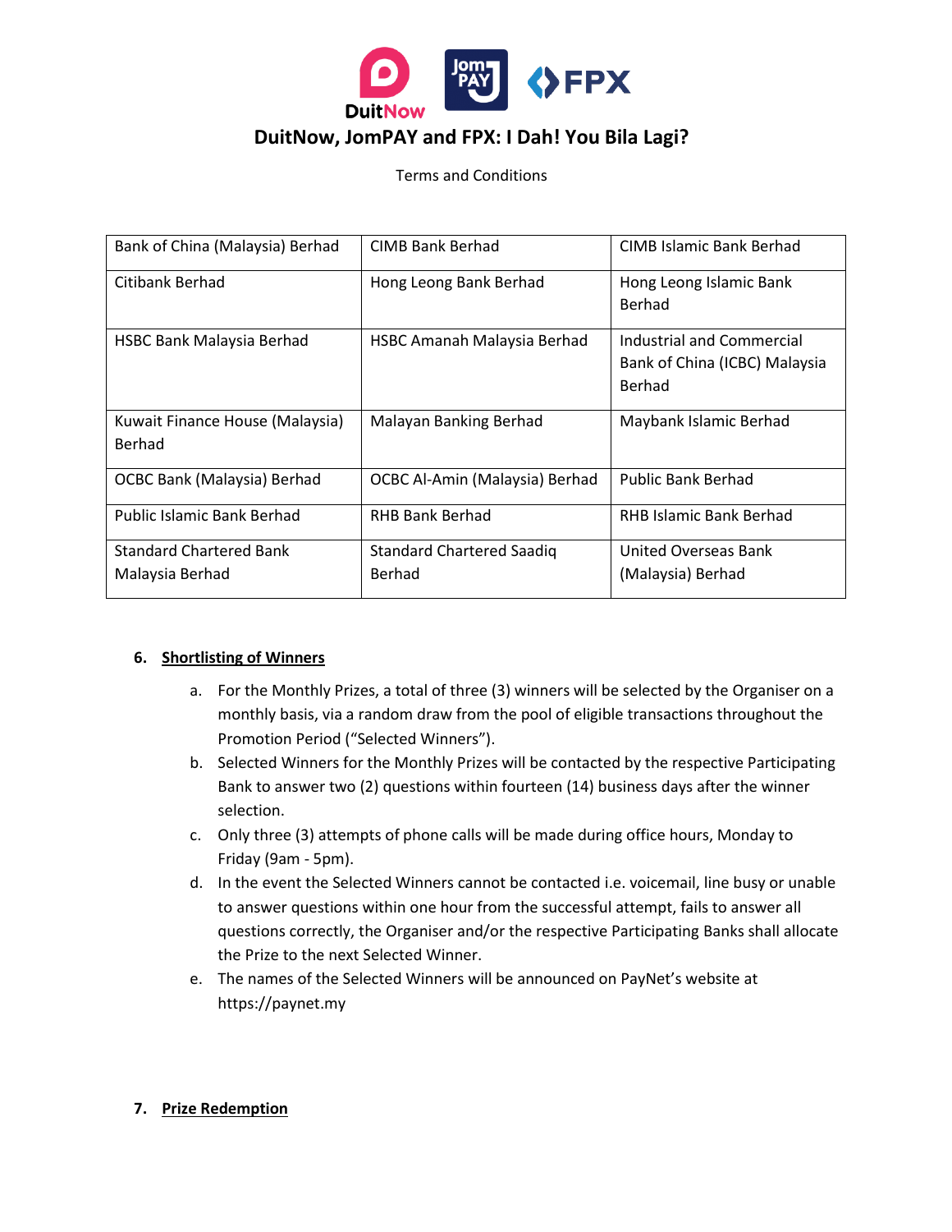# DuitNow, JomPAY and FPX: I Dah! You Bila Lagi?

Terms and Conditions

| | | |
|---|---|---|
| Bank of China (Malaysia) Berhad | CIMB Bank Berhad | CIMB Islamic Bank Berhad |
| Citibank Berhad | Hong Leong Bank Berhad | Hong Leong Islamic Bank Berhad |
| HSBC Bank Malaysia Berhad | HSBC Amanah Malaysia Berhad | Industrial and Commercial Bank of China (ICBC) Malaysia Berhad |
| Kuwait Finance House (Malaysia) Berhad | Malayan Banking Berhad | Maybank Islamic Berhad |
| OCBC Bank (Malaysia) Berhad | OCBC Al-Amin (Malaysia) Berhad | Public Bank Berhad |
| Public Islamic Bank Berhad | RHB Bank Berhad | RHB Islamic Bank Berhad |
| Standard Chartered Bank Malaysia Berhad | Standard Chartered Saadiq Berhad | United Overseas Bank (Malaysia) Berhad |

6. **Shortlisting of Winners**

   a. For the Monthly Prizes, a total of three (3) winners will be selected by the Organiser on a monthly basis, via a random draw from the pool of eligible transactions throughout the Promotion Period ("Selected Winners").
   
   b. Selected Winners for the Monthly Prizes will be contacted by the respective Participating Bank to answer two (2) questions within fourteen (14) business days after the winner selection.
   
   c. Only three (3) attempts of phone calls will be made during office hours, Monday to Friday (9am - 5pm).
   
   d. In the event the Selected Winners cannot be contacted i.e. voicemail, line busy or unable to answer questions within one hour from the successful attempt, fails to answer all questions correctly, the Organiser and/or the respective Participating Banks shall allocate the Prize to the next Selected Winner.
   
   e. The names of the Selected Winners will be announced on PayNet's website at https://paynet.my

7. **Prize Redemption**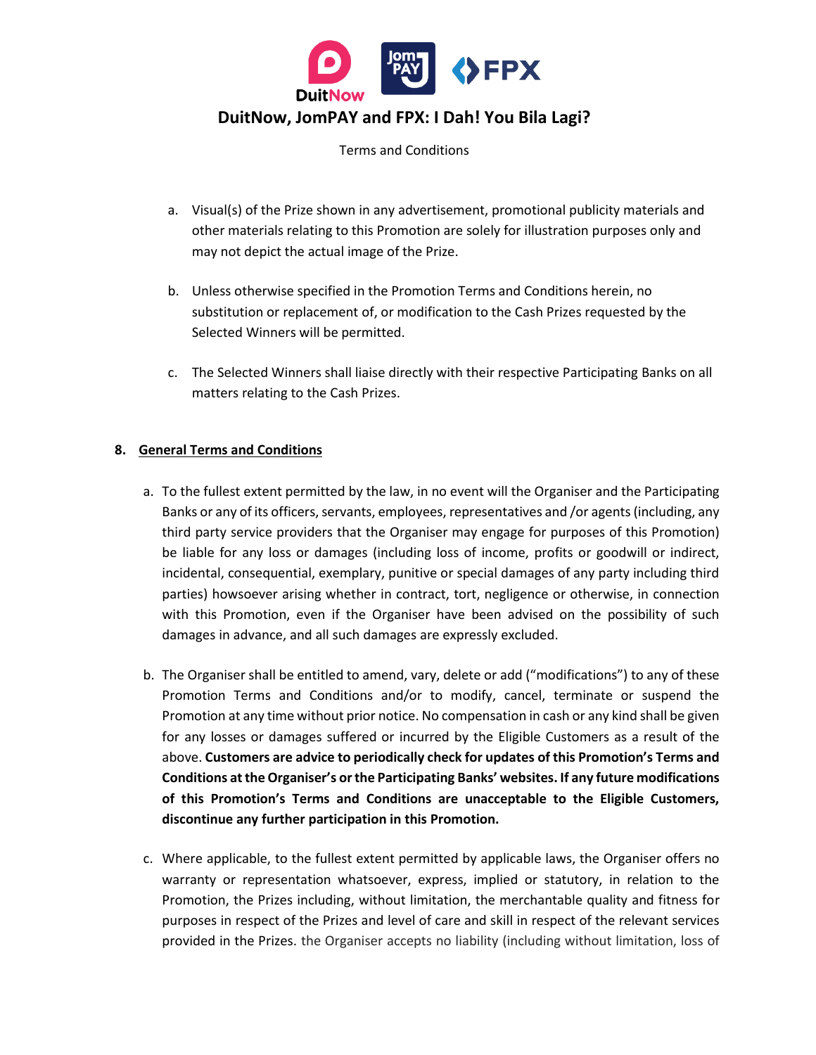a. Visual(s) of the Prize shown in any advertisement, promotional publicity materials and other materials relating to this Promotion are solely for illustration purposes only and may not depict the actual image of the Prize.

b. Unless otherwise specified in the Promotion Terms and Conditions herein, no substitution or replacement of, or modification to the Cash Prizes requested by the Selected Winners will be permitted.

c. The Selected Winners shall liaise directly with their respective Participating Banks on all matters relating to the Cash Prizes.

## 8. General Terms and Conditions

a. To the fullest extent permitted by the law, in no event will the Organiser and the Participating Banks or any of its officers, servants, employees, representatives and /or agents (including, any third party service providers that the Organiser may engage for purposes of this Promotion) be liable for any loss or damages (including loss of income, profits or goodwill or indirect, incidental, consequential, exemplary, punitive or special damages of any party including third parties) howsoever arising whether in contract, tort, negligence or otherwise, in connection with this Promotion, even if the Organiser have been advised on the possibility of such damages in advance, and all such damages are expressly excluded.

b. The Organiser shall be entitled to amend, vary, delete or add ("modifications") to any of these Promotion Terms and Conditions and/or to modify, cancel, terminate or suspend the Promotion at any time without prior notice. No compensation in cash or any kind shall be given for any losses or damages suffered or incurred by the Eligible Customers as a result of the above. **Customers are advice to periodically check for updates of this Promotion's Terms and Conditions at the Organiser's or the Participating Banks' websites. If any future modifications of this Promotion's Terms and Conditions are unacceptable to the Eligible Customers, discontinue any further participation in this Promotion.**

c. Where applicable, to the fullest extent permitted by applicable laws, the Organiser offers no warranty or representation whatsoever, express, implied or statutory, in relation to the Promotion, the Prizes including, without limitation, the merchantable quality and fitness for purposes in respect of the Prizes and level of care and skill in respect of the relevant services provided in the Prizes. the Organiser accepts no liability (including without limitation, loss of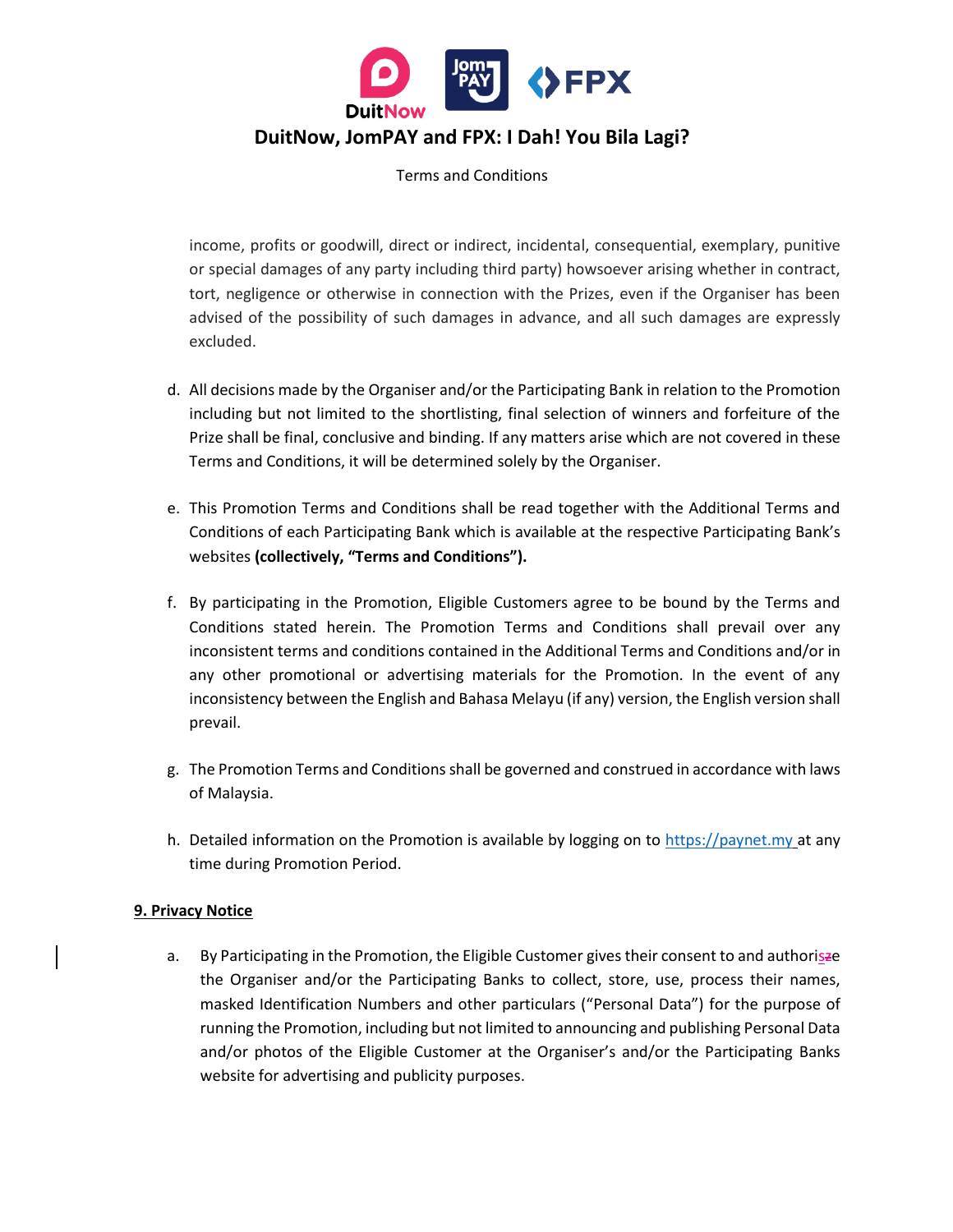income, profits or goodwill, direct or indirect, incidental, consequential, exemplary, punitive or special damages of any party including third party) howsoever arising whether in contract, tort, negligence or otherwise in connection with the Prizes, even if the Organiser has been advised of the possibility of such damages in advance, and all such damages are expressly excluded.

d. All decisions made by the Organiser and/or the Participating Bank in relation to the Promotion including but not limited to the shortlisting, final selection of winners and forfeiture of the Prize shall be final, conclusive and binding. If any matters arise which are not covered in these Terms and Conditions, it will be determined solely by the Organiser.

e. This Promotion Terms and Conditions shall be read together with the Additional Terms and Conditions of each Participating Bank which is available at the respective Participating Bank's websites **(collectively, "Terms and Conditions").**

f. By participating in the Promotion, Eligible Customers agree to be bound by the Terms and Conditions stated herein. The Promotion Terms and Conditions shall prevail over any inconsistent terms and conditions contained in the Additional Terms and Conditions and/or in any other promotional or advertising materials for the Promotion. In the event of any inconsistency between the English and Bahasa Melayu (if any) version, the English version shall prevail.

g. The Promotion Terms and Conditions shall be governed and construed in accordance with laws of Malaysia.

h. Detailed information on the Promotion is available by logging on to https://paynet.my at any time during Promotion Period.

## 9. Privacy Notice

a. By Participating in the Promotion, the Eligible Customer gives their consent to and authorise the Organiser and/or the Participating Banks to collect, store, use, process their names, masked Identification Numbers and other particulars ("Personal Data") for the purpose of running the Promotion, including but not limited to announcing and publishing Personal Data and/or photos of the Eligible Customer at the Organiser's and/or the Participating Banks website for advertising and publicity purposes.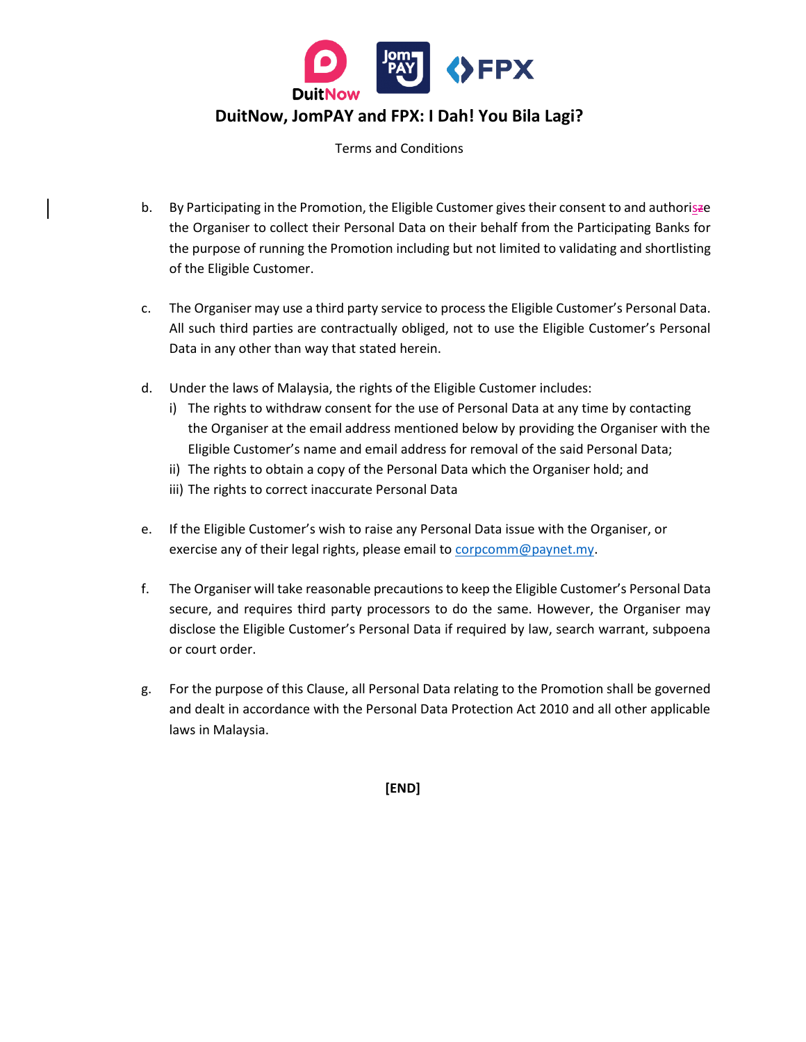b. By Participating in the Promotion, the Eligible Customer gives their consent to and authorise the Organiser to collect their Personal Data on their behalf from the Participating Banks for the purpose of running the Promotion including but not limited to validating and shortlisting of the Eligible Customer.

c. The Organiser may use a third party service to process the Eligible Customer's Personal Data. All such third parties are contractually obliged, not to use the Eligible Customer's Personal Data in any other than way that stated herein.

d. Under the laws of Malaysia, the rights of the Eligible Customer includes:
   i) The rights to withdraw consent for the use of Personal Data at any time by contacting the Organiser at the email address mentioned below by providing the Organiser with the Eligible Customer's name and email address for removal of the said Personal Data;
   ii) The rights to obtain a copy of the Personal Data which the Organiser hold; and
   iii) The rights to correct inaccurate Personal Data

e. If the Eligible Customer's wish to raise any Personal Data issue with the Organiser, or exercise any of their legal rights, please email to corpcomm@paynet.my.

f. The Organiser will take reasonable precautions to keep the Eligible Customer's Personal Data secure, and requires third party processors to do the same. However, the Organiser may disclose the Eligible Customer's Personal Data if required by law, search warrant, subpoena or court order.

g. For the purpose of this Clause, all Personal Data relating to the Promotion shall be governed and dealt in accordance with the Personal Data Protection Act 2010 and all other applicable laws in Malaysia.

**[END]**